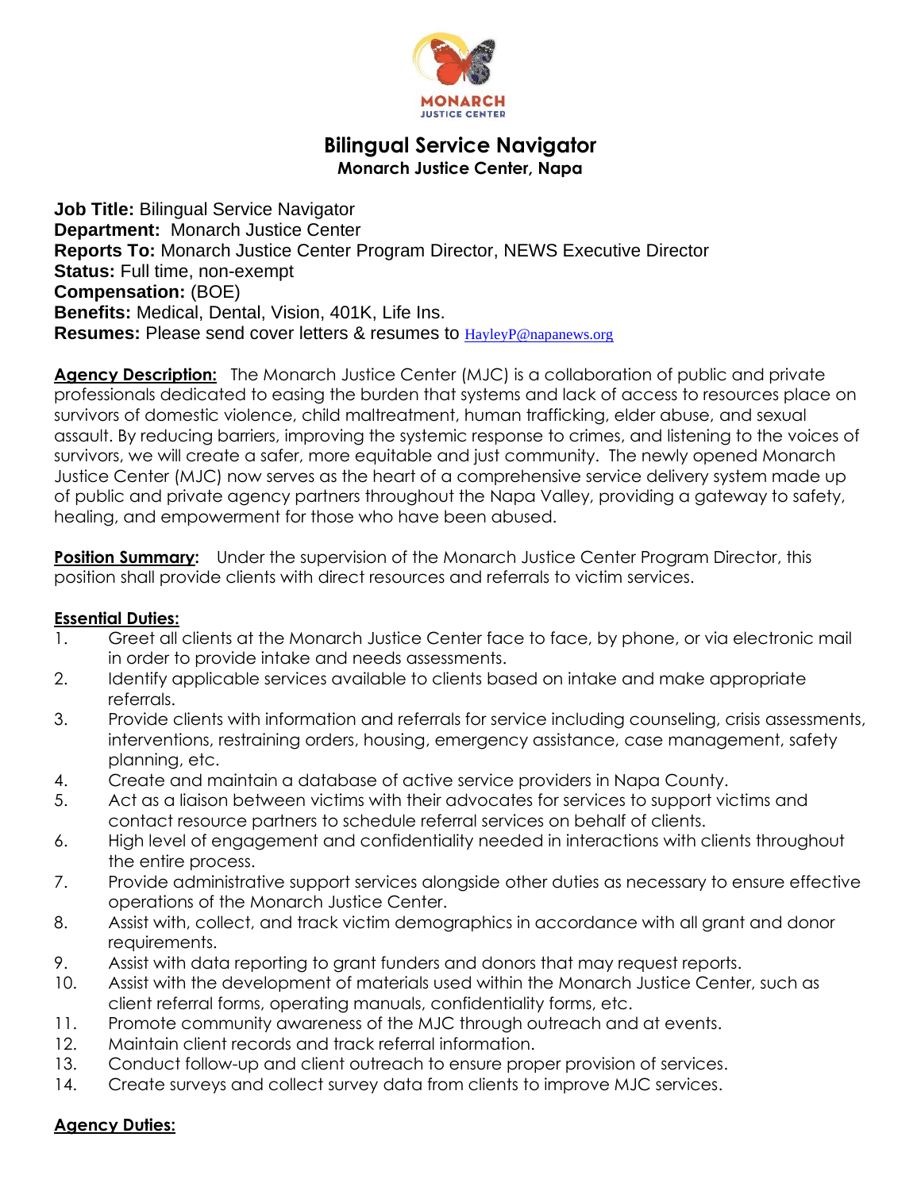# Bilingual Service Navigator

**Monarch Justice Center, Napa**

**Job Title:** Bilingual Service Navigator
**Department:** Monarch Justice Center
**Reports To:** Monarch Justice Center Program Director, NEWS Executive Director
**Status:** Full time, non-exempt
**Compensation:** (BOE)
**Benefits:** Medical, Dental, Vision, 401K, Life Ins.
**Resumes:** Please send cover letters & resumes to HayleyP@napanews.org

**Agency Description:** The Monarch Justice Center (MJC) is a collaboration of public and private professionals dedicated to easing the burden that systems and lack of access to resources place on survivors of domestic violence, child maltreatment, human trafficking, elder abuse, and sexual assault. By reducing barriers, improving the systemic response to crimes, and listening to the voices of survivors, we will create a safer, more equitable and just community. The newly opened Monarch Justice Center (MJC) now serves as the heart of a comprehensive service delivery system made up of public and private agency partners throughout the Napa Valley, providing a gateway to safety, healing, and empowerment for those who have been abused.

**Position Summary:** Under the supervision of the Monarch Justice Center Program Director, this position shall provide clients with direct resources and referrals to victim services.

**Essential Duties:**

1. Greet all clients at the Monarch Justice Center face to face, by phone, or via electronic mail in order to provide intake and needs assessments.
2. Identify applicable services available to clients based on intake and make appropriate referrals.
3. Provide clients with information and referrals for service including counseling, crisis assessments, interventions, restraining orders, housing, emergency assistance, case management, safety planning, etc.
4. Create and maintain a database of active service providers in Napa County.
5. Act as a liaison between victims with their advocates for services to support victims and contact resource partners to schedule referral services on behalf of clients.
6. High level of engagement and confidentiality needed in interactions with clients throughout the entire process.
7. Provide administrative support services alongside other duties as necessary to ensure effective operations of the Monarch Justice Center.
8. Assist with, collect, and track victim demographics in accordance with all grant and donor requirements.
9. Assist with data reporting to grant funders and donors that may request reports.
10. Assist with the development of materials used within the Monarch Justice Center, such as client referral forms, operating manuals, confidentiality forms, etc.
11. Promote community awareness of the MJC through outreach and at events.
12. Maintain client records and track referral information.
13. Conduct follow-up and client outreach to ensure proper provision of services.
14. Create surveys and collect survey data from clients to improve MJC services.

**Agency Duties:**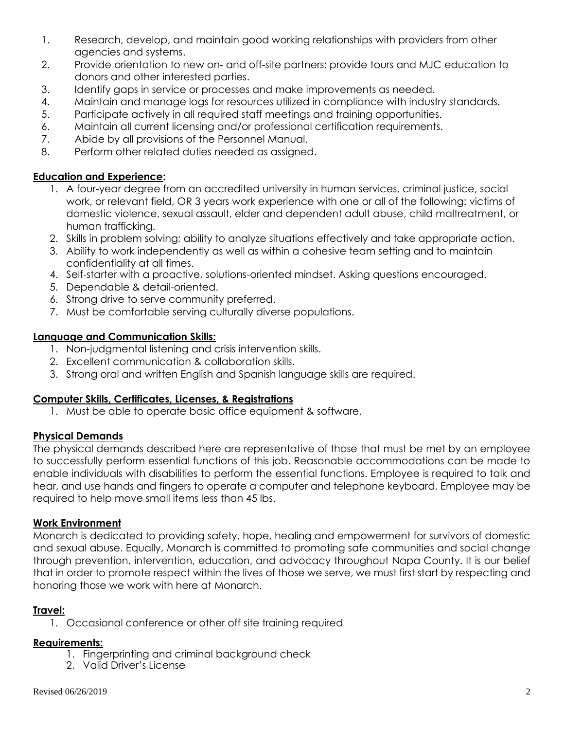1. Research, develop, and maintain good working relationships with providers from other agencies and systems.
2. Provide orientation to new on- and off-site partners; provide tours and MJC education to donors and other interested parties.
3. Identify gaps in service or processes and make improvements as needed.
4. Maintain and manage logs for resources utilized in compliance with industry standards.
5. Participate actively in all required staff meetings and training opportunities.
6. Maintain all current licensing and/or professional certification requirements.
7. Abide by all provisions of the Personnel Manual.
8. Perform other related duties needed as assigned.

## Education and Experience:

1. A four-year degree from an accredited university in human services, criminal justice, social work, or relevant field, OR 3 years work experience with one or all of the following: victims of domestic violence, sexual assault, elder and dependent adult abuse, child maltreatment, or human trafficking.
2. Skills in problem solving; ability to analyze situations effectively and take appropriate action.
3. Ability to work independently as well as within a cohesive team setting and to maintain confidentiality at all times.
4. Self-starter with a proactive, solutions-oriented mindset. Asking questions encouraged.
5. Dependable & detail-oriented.
6. Strong drive to serve community preferred.
7. Must be comfortable serving culturally diverse populations.

## Language and Communication Skills:

1. Non-judgmental listening and crisis intervention skills.
2. Excellent communication & collaboration skills.
3. Strong oral and written English and Spanish language skills are required.

## Computer Skills, Certificates, Licenses, & Registrations

1. Must be able to operate basic office equipment & software.

## Physical Demands

The physical demands described here are representative of those that must be met by an employee to successfully perform essential functions of this job. Reasonable accommodations can be made to enable individuals with disabilities to perform the essential functions. Employee is required to talk and hear, and use hands and fingers to operate a computer and telephone keyboard. Employee may be required to help move small items less than 45 lbs.

## Work Environment

Monarch is dedicated to providing safety, hope, healing and empowerment for survivors of domestic and sexual abuse. Equally, Monarch is committed to promoting safe communities and social change through prevention, intervention, education, and advocacy throughout Napa County. It is our belief that in order to promote respect within the lives of those we serve, we must first start by respecting and honoring those we work with here at Monarch.

## Travel:

1. Occasional conference or other off site training required

## Requirements:

1. Fingerprinting and criminal background check
2. Valid Driver's License

Revised 06/26/2019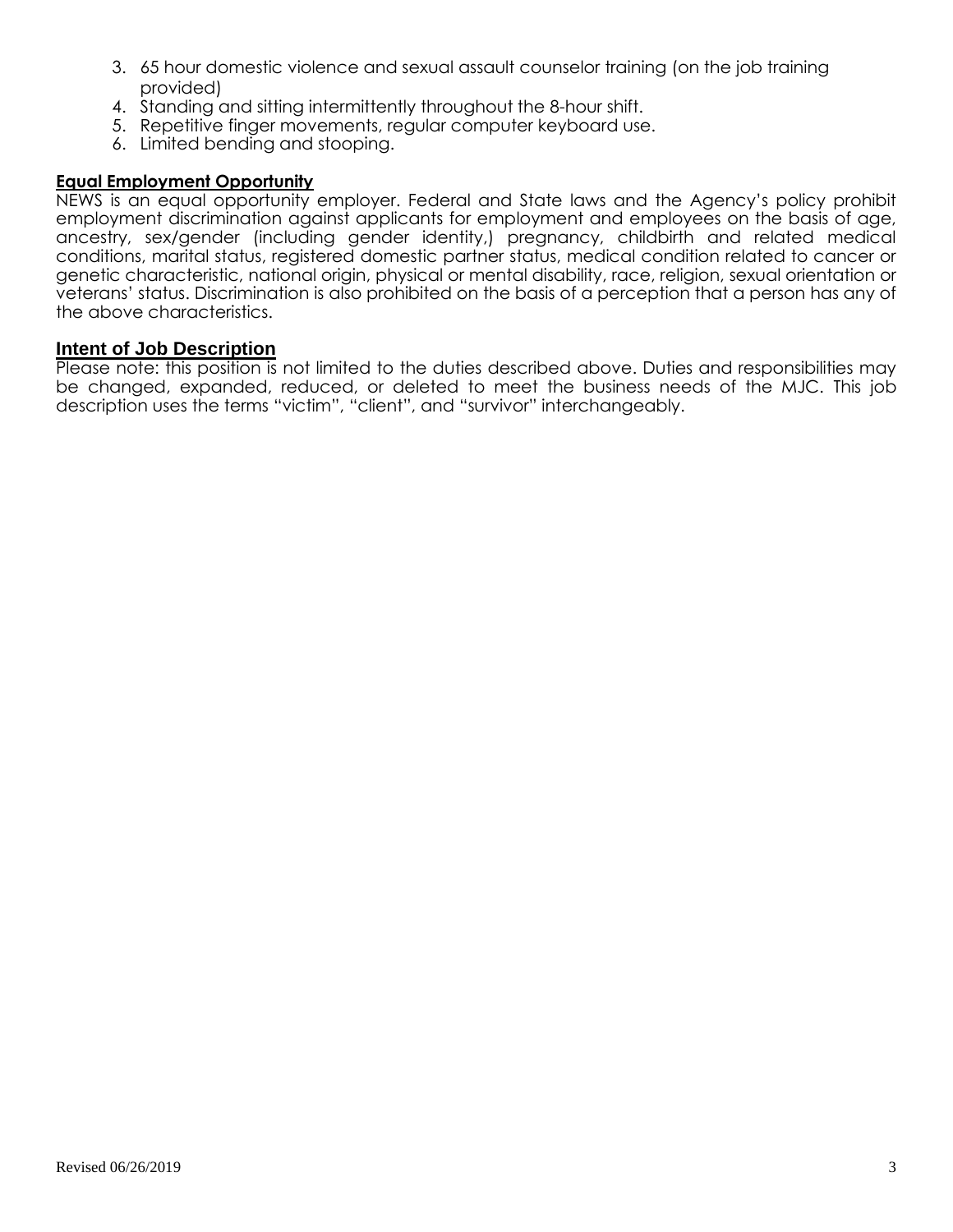3. 65 hour domestic violence and sexual assault counselor training (on the job training provided)
4. Standing and sitting intermittently throughout the 8-hour shift.
5. Repetitive finger movements, regular computer keyboard use.
6. Limited bending and stooping.

## Equal Employment Opportunity

NEWS is an equal opportunity employer. Federal and State laws and the Agency's policy prohibit employment discrimination against applicants for employment and employees on the basis of age, ancestry, sex/gender (including gender identity,) pregnancy, childbirth and related medical conditions, marital status, registered domestic partner status, medical condition related to cancer or genetic characteristic, national origin, physical or mental disability, race, religion, sexual orientation or veterans' status. Discrimination is also prohibited on the basis of a perception that a person has any of the above characteristics.

## Intent of Job Description

Please note: this position is not limited to the duties described above. Duties and responsibilities may be changed, expanded, reduced, or deleted to meet the business needs of the MJC. This job description uses the terms "victim", "client", and "survivor" interchangeably.

Revised 06/26/2019